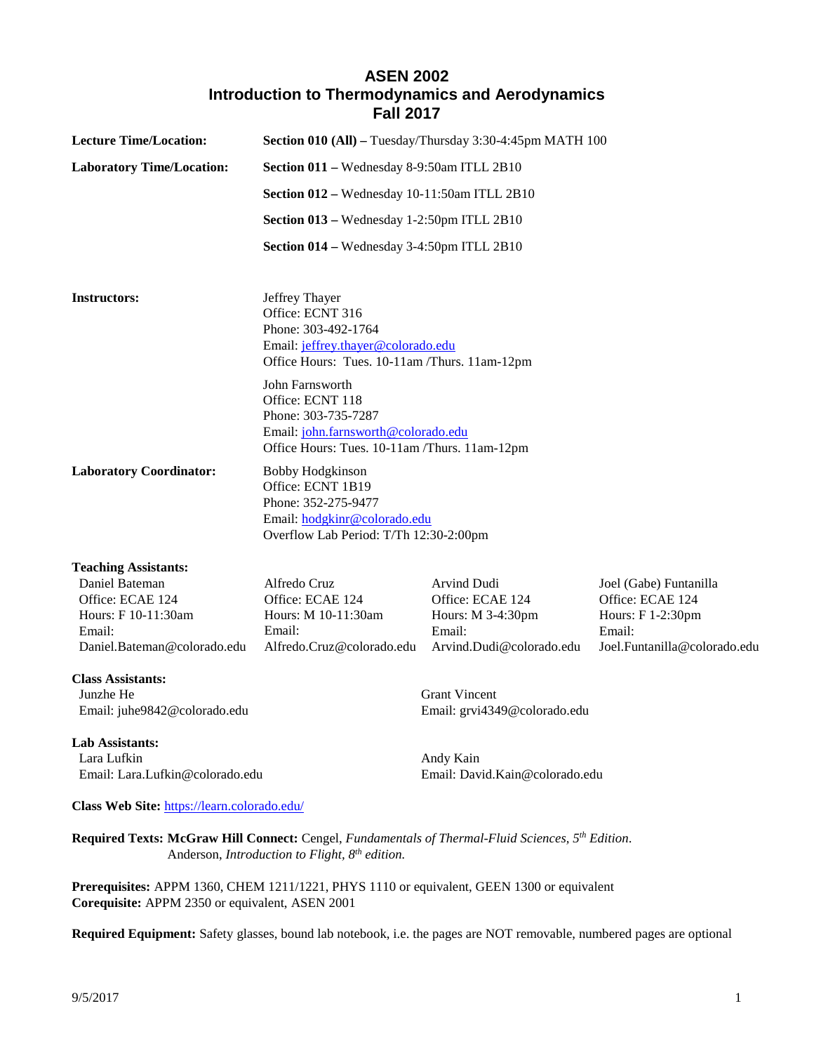# ASEN 2002
# Introduction to Thermodynamics and Aerodynamics
# Fall 2017

**Lecture Time/Location:** **Section 010 (All) –** Tuesday/Thursday 3:30-4:45pm MATH 100

**Laboratory Time/Location:**
- **Section 011 –** Wednesday 8-9:50am ITLL 2B10
- **Section 012 –** Wednesday 10-11:50am ITLL 2B10
- **Section 013 –** Wednesday 1-2:50pm ITLL 2B10
- **Section 014 –** Wednesday 3-4:50pm ITLL 2B10

**Instructors:**

Jeffrey Thayer
Office: ECNT 316
Phone: 303-492-1764
Email: jeffrey.thayer@colorado.edu
Office Hours: Tues. 10-11am /Thurs. 11am-12pm

John Farnsworth
Office: ECNT 118
Phone: 303-735-7287
Email: john.farnsworth@colorado.edu
Office Hours: Tues. 10-11am /Thurs. 11am-12pm

**Laboratory Coordinator:**

Bobby Hodgkinson
Office: ECNT 1B19
Phone: 352-275-9477
Email: hodgkinr@colorado.edu
Overflow Lab Period: T/Th 12:30-2:00pm

**Teaching Assistants:**

| Daniel Bateman | Alfredo Cruz | Arvind Dudi | Joel (Gabe) Funtanilla |
|---|---|---|---|
| Office: ECAE 124 | Office: ECAE 124 | Office: ECAE 124 | Office: ECAE 124 |
| Hours: F 10-11:30am | Hours: M 10-11:30am | Hours: M 3-4:30pm | Hours: F 1-2:30pm |
| Email: Daniel.Bateman@colorado.edu | Email: Alfredo.Cruz@colorado.edu | Email: Arvind.Dudi@colorado.edu | Email: Joel.Funtanilla@colorado.edu |

**Class Assistants:**

Junzhe He
Email: juhe9842@colorado.edu

Grant Vincent
Email: grvi4349@colorado.edu

**Lab Assistants:**

Lara Lufkin
Email: Lara.Lufkin@colorado.edu

Andy Kain
Email: David.Kain@colorado.edu

**Class Web Site:** https://learn.colorado.edu/

**Required Texts: McGraw Hill Connect:** Cengel, *Fundamentals of Thermal-Fluid Sciences, 5th Edition*.
Anderson, *Introduction to Flight, 8th edition.*

**Prerequisites:** APPM 1360, CHEM 1211/1221, PHYS 1110 or equivalent, GEEN 1300 or equivalent
**Corequisite:** APPM 2350 or equivalent, ASEN 2001

**Required Equipment:** Safety glasses, bound lab notebook, i.e. the pages are NOT removable, numbered pages are optional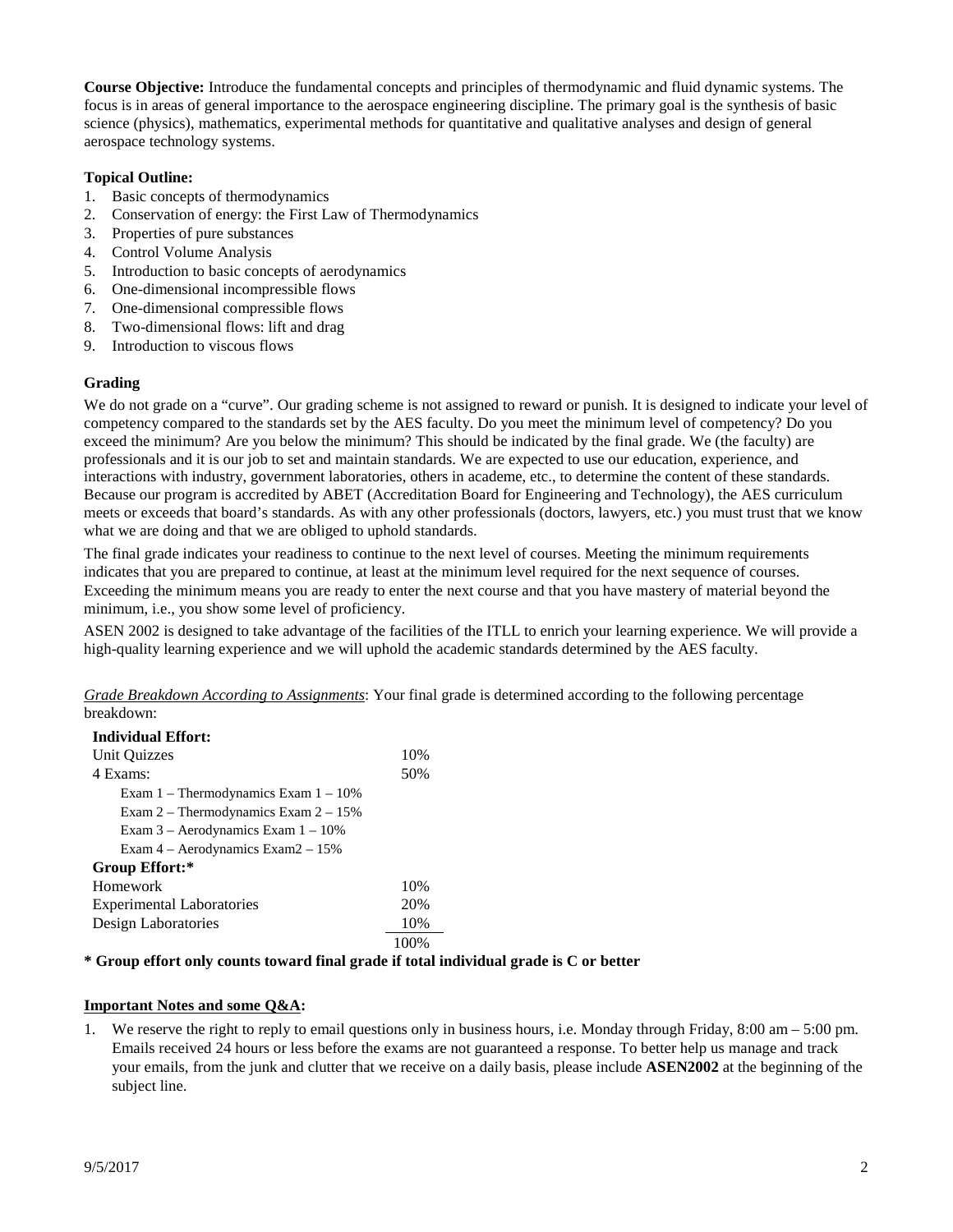**Course Objective:** Introduce the fundamental concepts and principles of thermodynamic and fluid dynamic systems. The focus is in areas of general importance to the aerospace engineering discipline. The primary goal is the synthesis of basic science (physics), mathematics, experimental methods for quantitative and qualitative analyses and design of general aerospace technology systems.

**Topical Outline:**

1. Basic concepts of thermodynamics
2. Conservation of energy: the First Law of Thermodynamics
3. Properties of pure substances
4. Control Volume Analysis
5. Introduction to basic concepts of aerodynamics
6. One-dimensional incompressible flows
7. One-dimensional compressible flows
8. Two-dimensional flows: lift and drag
9. Introduction to viscous flows

**Grading**

We do not grade on a "curve". Our grading scheme is not assigned to reward or punish. It is designed to indicate your level of competency compared to the standards set by the AES faculty. Do you meet the minimum level of competency? Do you exceed the minimum? Are you below the minimum? This should be indicated by the final grade. We (the faculty) are professionals and it is our job to set and maintain standards. We are expected to use our education, experience, and interactions with industry, government laboratories, others in academe, etc., to determine the content of these standards. Because our program is accredited by ABET (Accreditation Board for Engineering and Technology), the AES curriculum meets or exceeds that board's standards. As with any other professionals (doctors, lawyers, etc.) you must trust that we know what we are doing and that we are obliged to uphold standards.

The final grade indicates your readiness to continue to the next level of courses. Meeting the minimum requirements indicates that you are prepared to continue, at least at the minimum level required for the next sequence of courses. Exceeding the minimum means you are ready to enter the next course and that you have mastery of material beyond the minimum, i.e., you show some level of proficiency.

ASEN 2002 is designed to take advantage of the facilities of the ITLL to enrich your learning experience. We will provide a high-quality learning experience and we will uphold the academic standards determined by the AES faculty.

*Grade Breakdown According to Assignments*: Your final grade is determined according to the following percentage breakdown:

| | |
|---|---|
| **Individual Effort:** | |
| Unit Quizzes | 10% |
| 4 Exams: | 50% |
| Exam 1 – Thermodynamics Exam 1 – 10% | |
| Exam 2 – Thermodynamics Exam 2 – 15% | |
| Exam 3 – Aerodynamics Exam 1 – 10% | |
| Exam 4 – Aerodynamics Exam2 – 15% | |
| **Group Effort:*** | |
| Homework | 10% |
| Experimental Laboratories | 20% |
| Design Laboratories | 10% |
| | 100% |

**\* Group effort only counts toward final grade if total individual grade is C or better**

**Important Notes and some Q&A:**

1. We reserve the right to reply to email questions only in business hours, i.e. Monday through Friday, 8:00 am – 5:00 pm. Emails received 24 hours or less before the exams are not guaranteed a response. To better help us manage and track your emails, from the junk and clutter that we receive on a daily basis, please include **ASEN2002** at the beginning of the subject line.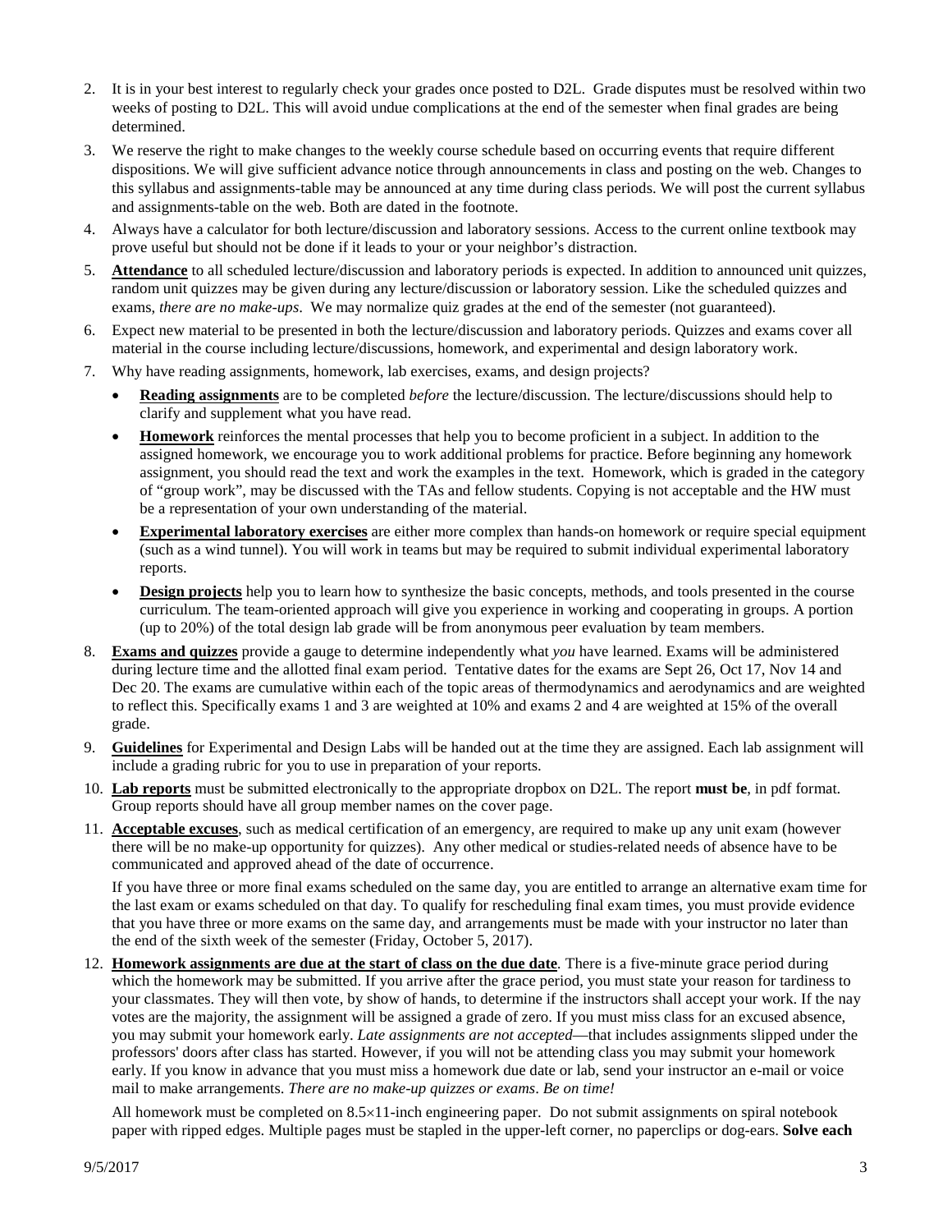2. It is in your best interest to regularly check your grades once posted to D2L. Grade disputes must be resolved within two weeks of posting to D2L. This will avoid undue complications at the end of the semester when final grades are being determined.
3. We reserve the right to make changes to the weekly course schedule based on occurring events that require different dispositions. We will give sufficient advance notice through announcements in class and posting on the web. Changes to this syllabus and assignments-table may be announced at any time during class periods. We will post the current syllabus and assignments-table on the web. Both are dated in the footnote.
4. Always have a calculator for both lecture/discussion and laboratory sessions. Access to the current online textbook may prove useful but should not be done if it leads to your or your neighbor's distraction.
5. **Attendance** to all scheduled lecture/discussion and laboratory periods is expected. In addition to announced unit quizzes, random unit quizzes may be given during any lecture/discussion or laboratory session. Like the scheduled quizzes and exams, *there are no make-ups*. We may normalize quiz grades at the end of the semester (not guaranteed).
6. Expect new material to be presented in both the lecture/discussion and laboratory periods. Quizzes and exams cover all material in the course including lecture/discussions, homework, and experimental and design laboratory work.
7. Why have reading assignments, homework, lab exercises, exams, and design projects?
   - **Reading assignments** are to be completed *before* the lecture/discussion. The lecture/discussions should help to clarify and supplement what you have read.
   - **Homework** reinforces the mental processes that help you to become proficient in a subject. In addition to the assigned homework, we encourage you to work additional problems for practice. Before beginning any homework assignment, you should read the text and work the examples in the text. Homework, which is graded in the category of "group work", may be discussed with the TAs and fellow students. Copying is not acceptable and the HW must be a representation of your own understanding of the material.
   - **Experimental laboratory exercises** are either more complex than hands-on homework or require special equipment (such as a wind tunnel). You will work in teams but may be required to submit individual experimental laboratory reports.
   - **Design projects** help you to learn how to synthesize the basic concepts, methods, and tools presented in the course curriculum. The team-oriented approach will give you experience in working and cooperating in groups. A portion (up to 20%) of the total design lab grade will be from anonymous peer evaluation by team members.
8. **Exams and quizzes** provide a gauge to determine independently what *you* have learned. Exams will be administered during lecture time and the allotted final exam period. Tentative dates for the exams are Sept 26, Oct 17, Nov 14 and Dec 20. The exams are cumulative within each of the topic areas of thermodynamics and aerodynamics and are weighted to reflect this. Specifically exams 1 and 3 are weighted at 10% and exams 2 and 4 are weighted at 15% of the overall grade.
9. **Guidelines** for Experimental and Design Labs will be handed out at the time they are assigned. Each lab assignment will include a grading rubric for you to use in preparation of your reports.
10. **Lab reports** must be submitted electronically to the appropriate dropbox on D2L. The report **must be**, in pdf format. Group reports should have all group member names on the cover page.
11. **Acceptable excuses**, such as medical certification of an emergency, are required to make up any unit exam (however there will be no make-up opportunity for quizzes). Any other medical or studies-related needs of absence have to be communicated and approved ahead of the date of occurrence.

    If you have three or more final exams scheduled on the same day, you are entitled to arrange an alternative exam time for the last exam or exams scheduled on that day. To qualify for rescheduling final exam times, you must provide evidence that you have three or more exams on the same day, and arrangements must be made with your instructor no later than the end of the sixth week of the semester (Friday, October 5, 2017).
12. **Homework assignments are due at the start of class on the due date**. There is a five-minute grace period during which the homework may be submitted. If you arrive after the grace period, you must state your reason for tardiness to your classmates. They will then vote, by show of hands, to determine if the instructors shall accept your work. If the nay votes are the majority, the assignment will be assigned a grade of zero. If you must miss class for an excused absence, you may submit your homework early. *Late assignments are not accepted*—that includes assignments slipped under the professors' doors after class has started. However, if you will not be attending class you may submit your homework early. If you know in advance that you must miss a homework due date or lab, send your instructor an e-mail or voice mail to make arrangements. *There are no make-up quizzes or exams*. *Be on time!*

    All homework must be completed on 8.5×11-inch engineering paper. Do not submit assignments on spiral notebook paper with ripped edges. Multiple pages must be stapled in the upper-left corner, no paperclips or dog-ears. **Solve each**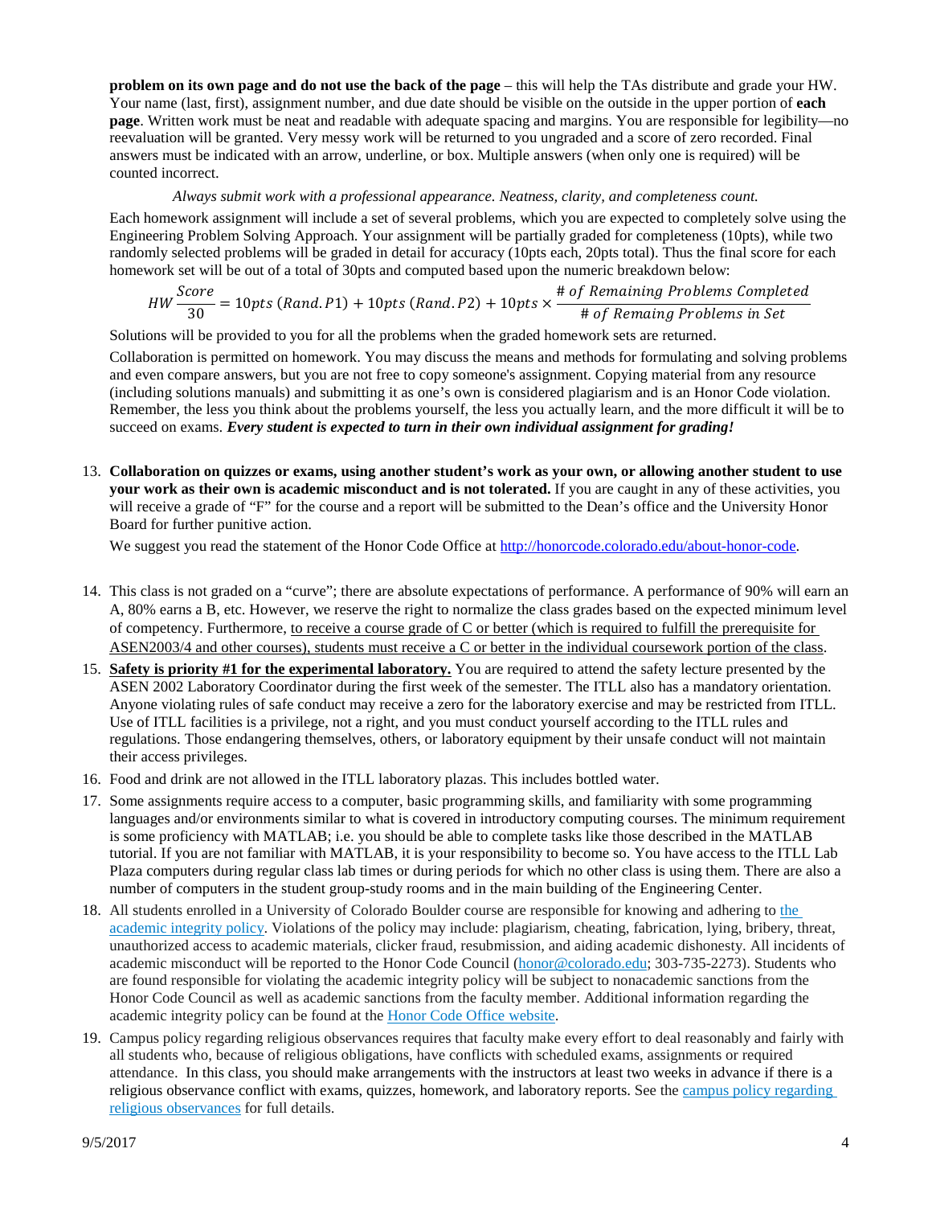**problem on its own page and do not use the back of the page** – this will help the TAs distribute and grade your HW. Your name (last, first), assignment number, and due date should be visible on the outside in the upper portion of **each page**. Written work must be neat and readable with adequate spacing and margins. You are responsible for legibility—no reevaluation will be granted. Very messy work will be returned to you ungraded and a score of zero recorded. Final answers must be indicated with an arrow, underline, or box. Multiple answers (when only one is required) will be counted incorrect.

*Always submit work with a professional appearance. Neatness, clarity, and completeness count.*

Each homework assignment will include a set of several problems, which you are expected to completely solve using the Engineering Problem Solving Approach. Your assignment will be partially graded for completeness (10pts), while two randomly selected problems will be graded in detail for accuracy (10pts each, 20pts total). Thus the final score for each homework set will be out of a total of 30pts and computed based upon the numeric breakdown below:

$$HW\,\frac{Score}{30} = 10pts\,(Rand.P1) + 10pts\,(Rand.P2) + 10pts \times \frac{\#\,of\,Remaining\,Problems\,Completed}{\#\,of\,Remaing\,Problems\,in\,Set}$$

Solutions will be provided to you for all the problems when the graded homework sets are returned.

Collaboration is permitted on homework. You may discuss the means and methods for formulating and solving problems and even compare answers, but you are not free to copy someone's assignment. Copying material from any resource (including solutions manuals) and submitting it as one's own is considered plagiarism and is an Honor Code violation. Remember, the less you think about the problems yourself, the less you actually learn, and the more difficult it will be to succeed on exams. ***Every student is expected to turn in their own individual assignment for grading!***

13. **Collaboration on quizzes or exams, using another student's work as your own, or allowing another student to use your work as their own is academic misconduct and is not tolerated.** If you are caught in any of these activities, you will receive a grade of "F" for the course and a report will be submitted to the Dean's office and the University Honor Board for further punitive action.

    We suggest you read the statement of the Honor Code Office at http://honorcode.colorado.edu/about-honor-code.

14. This class is not graded on a "curve"; there are absolute expectations of performance. A performance of 90% will earn an A, 80% earns a B, etc. However, we reserve the right to normalize the class grades based on the expected minimum level of competency. Furthermore, <u>to receive a course grade of C or better (which is required to fulfill the prerequisite for ASEN2003/4 and other courses), students must receive a C or better in the individual coursework portion of the class</u>.
15. **<u>Safety is priority #1 for the experimental laboratory.</u>** You are required to attend the safety lecture presented by the ASEN 2002 Laboratory Coordinator during the first week of the semester. The ITLL also has a mandatory orientation. Anyone violating rules of safe conduct may receive a zero for the laboratory exercise and may be restricted from ITLL. Use of ITLL facilities is a privilege, not a right, and you must conduct yourself according to the ITLL rules and regulations. Those endangering themselves, others, or laboratory equipment by their unsafe conduct will not maintain their access privileges.
16. Food and drink are not allowed in the ITLL laboratory plazas. This includes bottled water.
17. Some assignments require access to a computer, basic programming skills, and familiarity with some programming languages and/or environments similar to what is covered in introductory computing courses. The minimum requirement is some proficiency with MATLAB; i.e. you should be able to complete tasks like those described in the MATLAB tutorial. If you are not familiar with MATLAB, it is your responsibility to become so. You have access to the ITLL Lab Plaza computers during regular class lab times or during periods for which no other class is using them. There are also a number of computers in the student group-study rooms and in the main building of the Engineering Center.
18. All students enrolled in a University of Colorado Boulder course are responsible for knowing and adhering to the academic integrity policy. Violations of the policy may include: plagiarism, cheating, fabrication, lying, bribery, threat, unauthorized access to academic materials, clicker fraud, resubmission, and aiding academic dishonesty. All incidents of academic misconduct will be reported to the Honor Code Council (honor@colorado.edu; 303-735-2273). Students who are found responsible for violating the academic integrity policy will be subject to nonacademic sanctions from the Honor Code Council as well as academic sanctions from the faculty member. Additional information regarding the academic integrity policy can be found at the Honor Code Office website.
19. Campus policy regarding religious observances requires that faculty make every effort to deal reasonably and fairly with all students who, because of religious obligations, have conflicts with scheduled exams, assignments or required attendance. In this class, you should make arrangements with the instructors at least two weeks in advance if there is a religious observance conflict with exams, quizzes, homework, and laboratory reports. See the campus policy regarding religious observances for full details.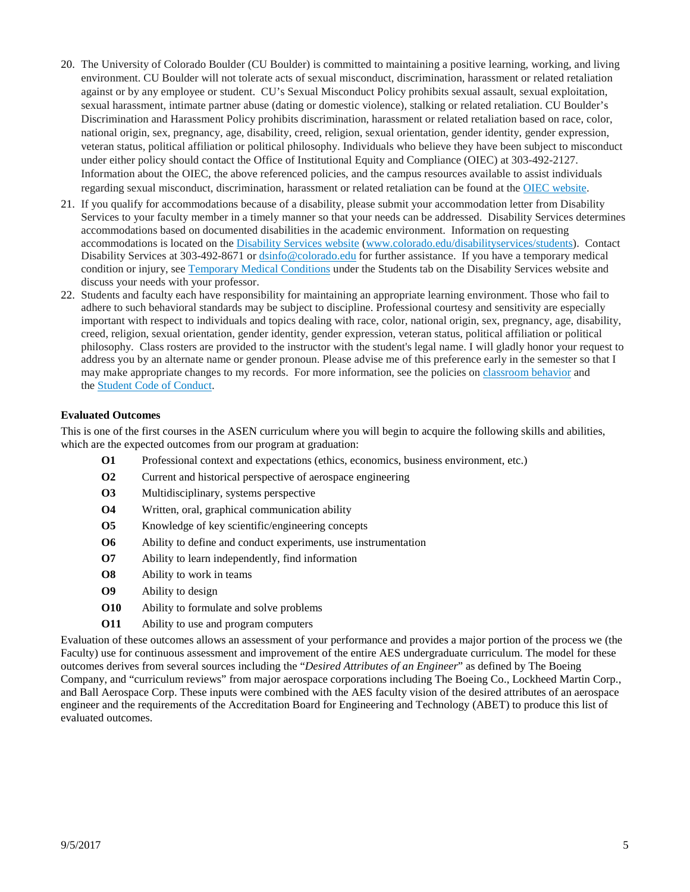20. The University of Colorado Boulder (CU Boulder) is committed to maintaining a positive learning, working, and living environment. CU Boulder will not tolerate acts of sexual misconduct, discrimination, harassment or related retaliation against or by any employee or student. CU's Sexual Misconduct Policy prohibits sexual assault, sexual exploitation, sexual harassment, intimate partner abuse (dating or domestic violence), stalking or related retaliation. CU Boulder's Discrimination and Harassment Policy prohibits discrimination, harassment or related retaliation based on race, color, national origin, sex, pregnancy, age, disability, creed, religion, sexual orientation, gender identity, gender expression, veteran status, political affiliation or political philosophy. Individuals who believe they have been subject to misconduct under either policy should contact the Office of Institutional Equity and Compliance (OIEC) at 303-492-2127. Information about the OIEC, the above referenced policies, and the campus resources available to assist individuals regarding sexual misconduct, discrimination, harassment or related retaliation can be found at the OIEC website.
21. If you qualify for accommodations because of a disability, please submit your accommodation letter from Disability Services to your faculty member in a timely manner so that your needs can be addressed. Disability Services determines accommodations based on documented disabilities in the academic environment. Information on requesting accommodations is located on the Disability Services website (www.colorado.edu/disabilityservices/students). Contact Disability Services at 303-492-8671 or dsinfo@colorado.edu for further assistance. If you have a temporary medical condition or injury, see Temporary Medical Conditions under the Students tab on the Disability Services website and discuss your needs with your professor.
22. Students and faculty each have responsibility for maintaining an appropriate learning environment. Those who fail to adhere to such behavioral standards may be subject to discipline. Professional courtesy and sensitivity are especially important with respect to individuals and topics dealing with race, color, national origin, sex, pregnancy, age, disability, creed, religion, sexual orientation, gender identity, gender expression, veteran status, political affiliation or political philosophy. Class rosters are provided to the instructor with the student's legal name. I will gladly honor your request to address you by an alternate name or gender pronoun. Please advise me of this preference early in the semester so that I may make appropriate changes to my records. For more information, see the policies on classroom behavior and the Student Code of Conduct.

**Evaluated Outcomes**

This is one of the first courses in the ASEN curriculum where you will begin to acquire the following skills and abilities, which are the expected outcomes from our program at graduation:

- **O1** Professional context and expectations (ethics, economics, business environment, etc.)
- **O2** Current and historical perspective of aerospace engineering
- **O3** Multidisciplinary, systems perspective
- **O4** Written, oral, graphical communication ability
- **O5** Knowledge of key scientific/engineering concepts
- **O6** Ability to define and conduct experiments, use instrumentation
- **O7** Ability to learn independently, find information
- **O8** Ability to work in teams
- **O9** Ability to design
- **O10** Ability to formulate and solve problems
- **O11** Ability to use and program computers

Evaluation of these outcomes allows an assessment of your performance and provides a major portion of the process we (the Faculty) use for continuous assessment and improvement of the entire AES undergraduate curriculum. The model for these outcomes derives from several sources including the "*Desired Attributes of an Engineer*" as defined by The Boeing Company, and "curriculum reviews" from major aerospace corporations including The Boeing Co., Lockheed Martin Corp., and Ball Aerospace Corp. These inputs were combined with the AES faculty vision of the desired attributes of an aerospace engineer and the requirements of the Accreditation Board for Engineering and Technology (ABET) to produce this list of evaluated outcomes.